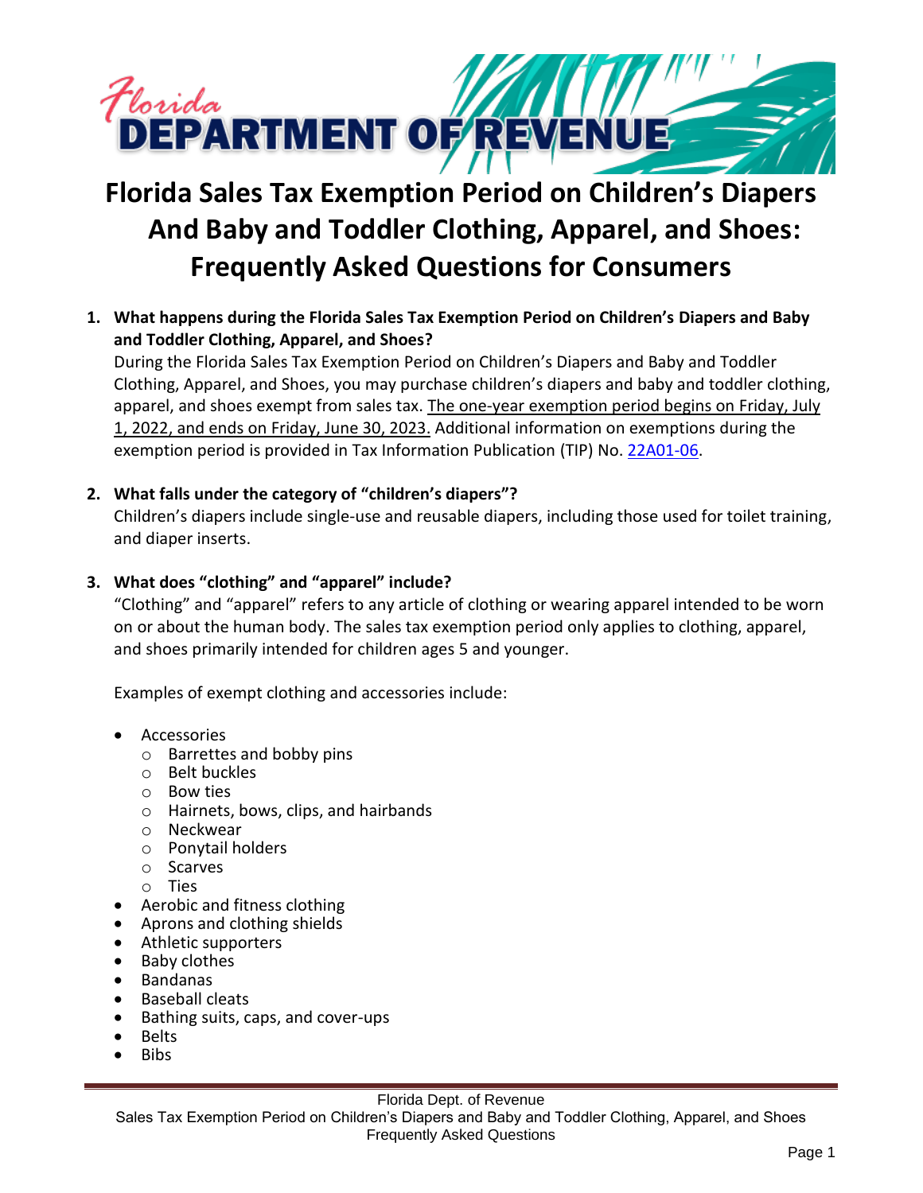# Florida Department of Revenue

# Florida Sales Tax Exemption Period on Children's Diapers And Baby and Toddler Clothing, Apparel, and Shoes: Frequently Asked Questions for Consumers

1. **What happens during the Florida Sales Tax Exemption Period on Children's Diapers and Baby and Toddler Clothing, Apparel, and Shoes?**
   During the Florida Sales Tax Exemption Period on Children's Diapers and Baby and Toddler Clothing, Apparel, and Shoes, you may purchase children's diapers and baby and toddler clothing, apparel, and shoes exempt from sales tax. <u>The one-year exemption period begins on Friday, July 1, 2022, and ends on Friday, June 30, 2023.</u> Additional information on exemptions during the exemption period is provided in Tax Information Publication (TIP) No. 22A01-06.

2. **What falls under the category of "children's diapers"?**
   Children's diapers include single-use and reusable diapers, including those used for toilet training, and diaper inserts.

3. **What does "clothing" and "apparel" include?**
   "Clothing" and "apparel" refers to any article of clothing or wearing apparel intended to be worn on or about the human body. The sales tax exemption period only applies to clothing, apparel, and shoes primarily intended for children ages 5 and younger.

   Examples of exempt clothing and accessories include:

   - Accessories
     - Barrettes and bobby pins
     - Belt buckles
     - Bow ties
     - Hairnets, bows, clips, and hairbands
     - Neckwear
     - Ponytail holders
     - Scarves
     - Ties
   - Aerobic and fitness clothing
   - Aprons and clothing shields
   - Athletic supporters
   - Baby clothes
   - Bandanas
   - Baseball cleats
   - Bathing suits, caps, and cover-ups
   - Belts
   - Bibs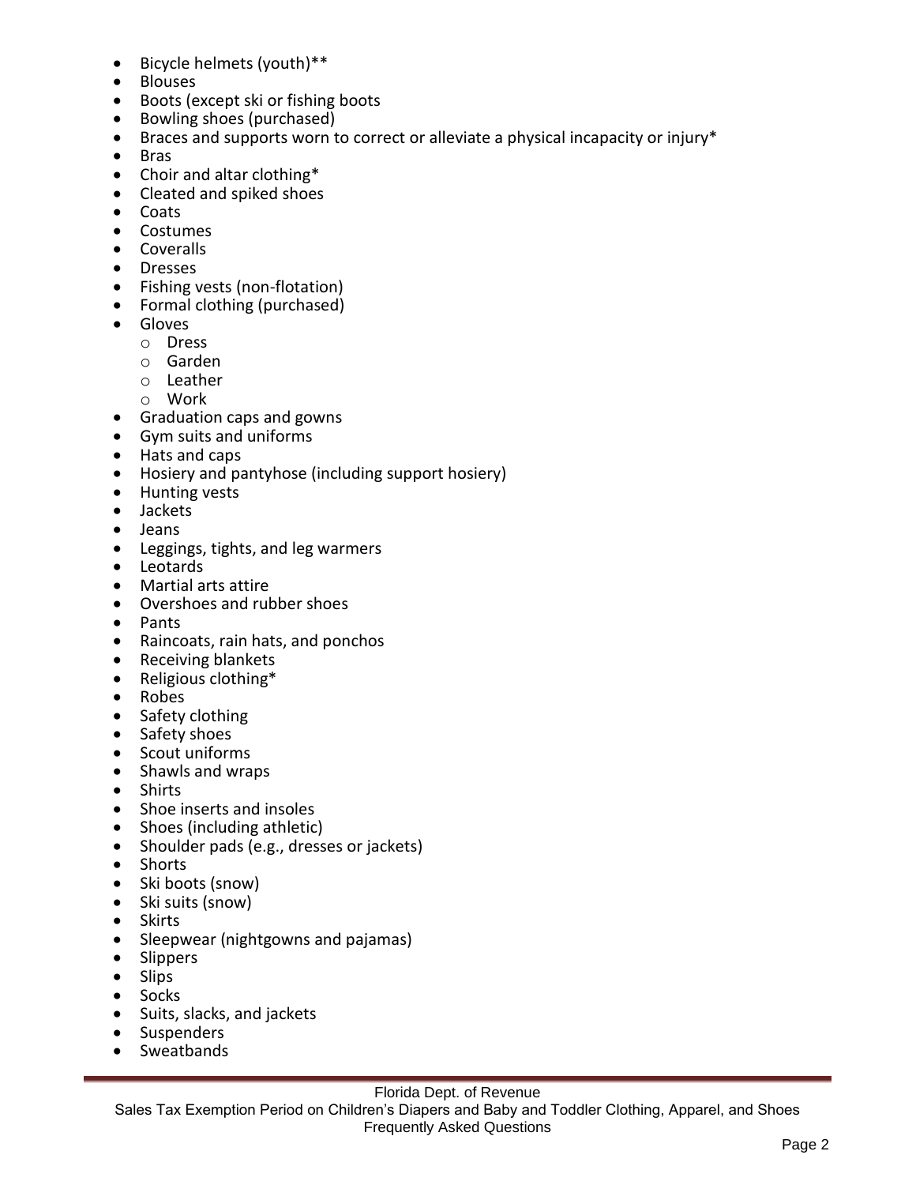- Bicycle helmets (youth)**
- Blouses
- Boots (except ski or fishing boots
- Bowling shoes (purchased)
- Braces and supports worn to correct or alleviate a physical incapacity or injury*
- Bras
- Choir and altar clothing*
- Cleated and spiked shoes
- Coats
- Costumes
- Coveralls
- Dresses
- Fishing vests (non-flotation)
- Formal clothing (purchased)
- Gloves
  - Dress
  - Garden
  - Leather
  - Work
- Graduation caps and gowns
- Gym suits and uniforms
- Hats and caps
- Hosiery and pantyhose (including support hosiery)
- Hunting vests
- Jackets
- Jeans
- Leggings, tights, and leg warmers
- Leotards
- Martial arts attire
- Overshoes and rubber shoes
- Pants
- Raincoats, rain hats, and ponchos
- Receiving blankets
- Religious clothing*
- Robes
- Safety clothing
- Safety shoes
- Scout uniforms
- Shawls and wraps
- Shirts
- Shoe inserts and insoles
- Shoes (including athletic)
- Shoulder pads (e.g., dresses or jackets)
- Shorts
- Ski boots (snow)
- Ski suits (snow)
- Skirts
- Sleepwear (nightgowns and pajamas)
- Slippers
- Slips
- Socks
- Suits, slacks, and jackets
- Suspenders
- Sweatbands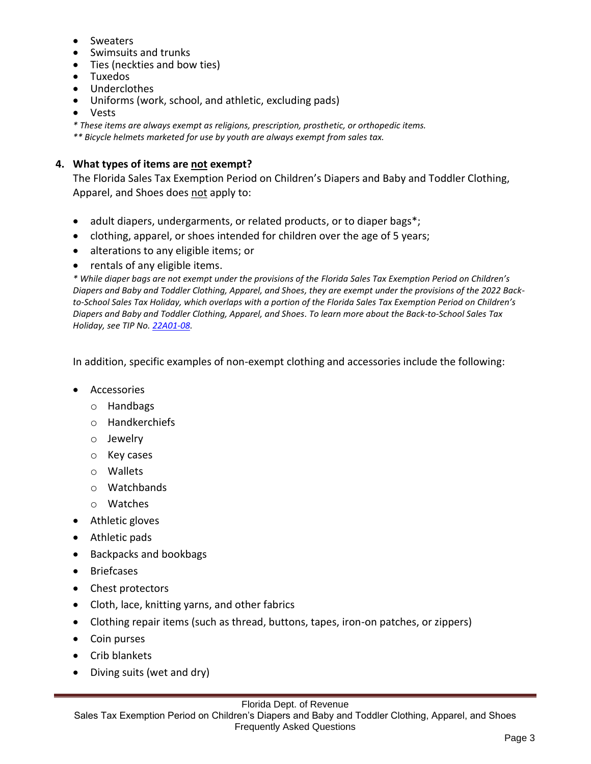- Sweaters
- Swimsuits and trunks
- Ties (neckties and bow ties)
- Tuxedos
- Underclothes
- Uniforms (work, school, and athletic, excluding pads)
- Vests

*\* These items are always exempt as religions, prescription, prosthetic, or orthopedic items.*
*\*\* Bicycle helmets marketed for use by youth are always exempt from sales tax.*

## 4. What types of items are <u>not</u> exempt?

The Florida Sales Tax Exemption Period on Children's Diapers and Baby and Toddler Clothing, Apparel, and Shoes does <u>not</u> apply to:

- adult diapers, undergarments, or related products, or to diaper bags*;
- clothing, apparel, or shoes intended for children over the age of 5 years;
- alterations to any eligible items; or
- rentals of any eligible items.

*\* While diaper bags are not exempt under the provisions of the Florida Sales Tax Exemption Period on Children's Diapers and Baby and Toddler Clothing, Apparel, and Shoes, they are exempt under the provisions of the 2022 Back-to-School Sales Tax Holiday, which overlaps with a portion of the Florida Sales Tax Exemption Period on Children's Diapers and Baby and Toddler Clothing, Apparel, and Shoes. To learn more about the Back-to-School Sales Tax Holiday, see TIP No. 22A01-08.*

In addition, specific examples of non-exempt clothing and accessories include the following:

- Accessories
  - Handbags
  - Handkerchiefs
  - Jewelry
  - Key cases
  - Wallets
  - Watchbands
  - Watches
- Athletic gloves
- Athletic pads
- Backpacks and bookbags
- Briefcases
- Chest protectors
- Cloth, lace, knitting yarns, and other fabrics
- Clothing repair items (such as thread, buttons, tapes, iron-on patches, or zippers)
- Coin purses
- Crib blankets
- Diving suits (wet and dry)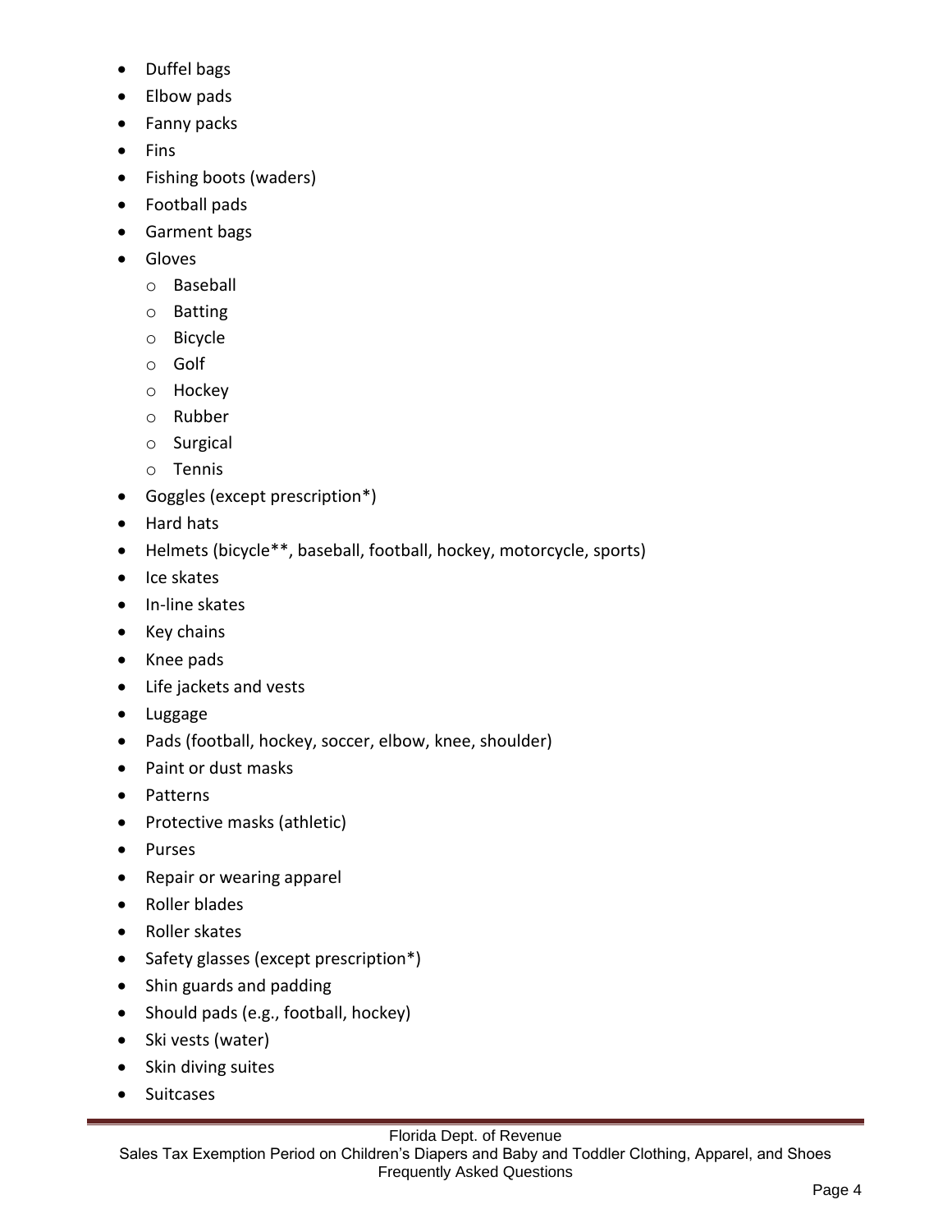- Duffel bags
- Elbow pads
- Fanny packs
- Fins
- Fishing boots (waders)
- Football pads
- Garment bags
- Gloves
  - Baseball
  - Batting
  - Bicycle
  - Golf
  - Hockey
  - Rubber
  - Surgical
  - Tennis
- Goggles (except prescription*)
- Hard hats
- Helmets (bicycle**, baseball, football, hockey, motorcycle, sports)
- Ice skates
- In-line skates
- Key chains
- Knee pads
- Life jackets and vests
- Luggage
- Pads (football, hockey, soccer, elbow, knee, shoulder)
- Paint or dust masks
- Patterns
- Protective masks (athletic)
- Purses
- Repair or wearing apparel
- Roller blades
- Roller skates
- Safety glasses (except prescription*)
- Shin guards and padding
- Should pads (e.g., football, hockey)
- Ski vests (water)
- Skin diving suites
- Suitcases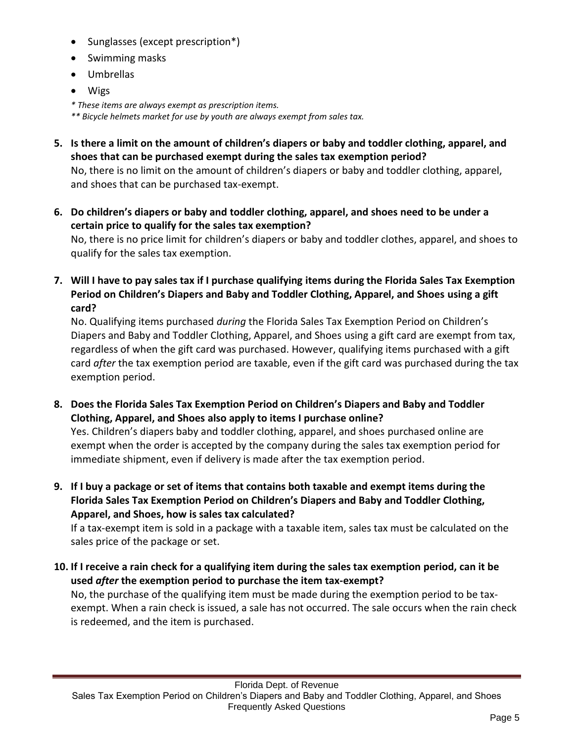- Sunglasses (except prescription*)
- Swimming masks
- Umbrellas
- Wigs

*\* These items are always exempt as prescription items.*
*\*\* Bicycle helmets market for use by youth are always exempt from sales tax.*

**5. Is there a limit on the amount of children's diapers or baby and toddler clothing, apparel, and shoes that can be purchased exempt during the sales tax exemption period?**

No, there is no limit on the amount of children's diapers or baby and toddler clothing, apparel, and shoes that can be purchased tax-exempt.

**6. Do children's diapers or baby and toddler clothing, apparel, and shoes need to be under a certain price to qualify for the sales tax exemption?**

No, there is no price limit for children's diapers or baby and toddler clothes, apparel, and shoes to qualify for the sales tax exemption.

**7. Will I have to pay sales tax if I purchase qualifying items during the Florida Sales Tax Exemption Period on Children's Diapers and Baby and Toddler Clothing, Apparel, and Shoes using a gift card?**

No. Qualifying items purchased *during* the Florida Sales Tax Exemption Period on Children's Diapers and Baby and Toddler Clothing, Apparel, and Shoes using a gift card are exempt from tax, regardless of when the gift card was purchased. However, qualifying items purchased with a gift card *after* the tax exemption period are taxable, even if the gift card was purchased during the tax exemption period.

**8. Does the Florida Sales Tax Exemption Period on Children's Diapers and Baby and Toddler Clothing, Apparel, and Shoes also apply to items I purchase online?**

Yes. Children's diapers baby and toddler clothing, apparel, and shoes purchased online are exempt when the order is accepted by the company during the sales tax exemption period for immediate shipment, even if delivery is made after the tax exemption period.

**9. If I buy a package or set of items that contains both taxable and exempt items during the Florida Sales Tax Exemption Period on Children's Diapers and Baby and Toddler Clothing, Apparel, and Shoes, how is sales tax calculated?**

If a tax-exempt item is sold in a package with a taxable item, sales tax must be calculated on the sales price of the package or set.

**10. If I receive a rain check for a qualifying item during the sales tax exemption period, can it be used *after* the exemption period to purchase the item tax-exempt?**

No, the purchase of the qualifying item must be made during the exemption period to be tax-exempt. When a rain check is issued, a sale has not occurred. The sale occurs when the rain check is redeemed, and the item is purchased.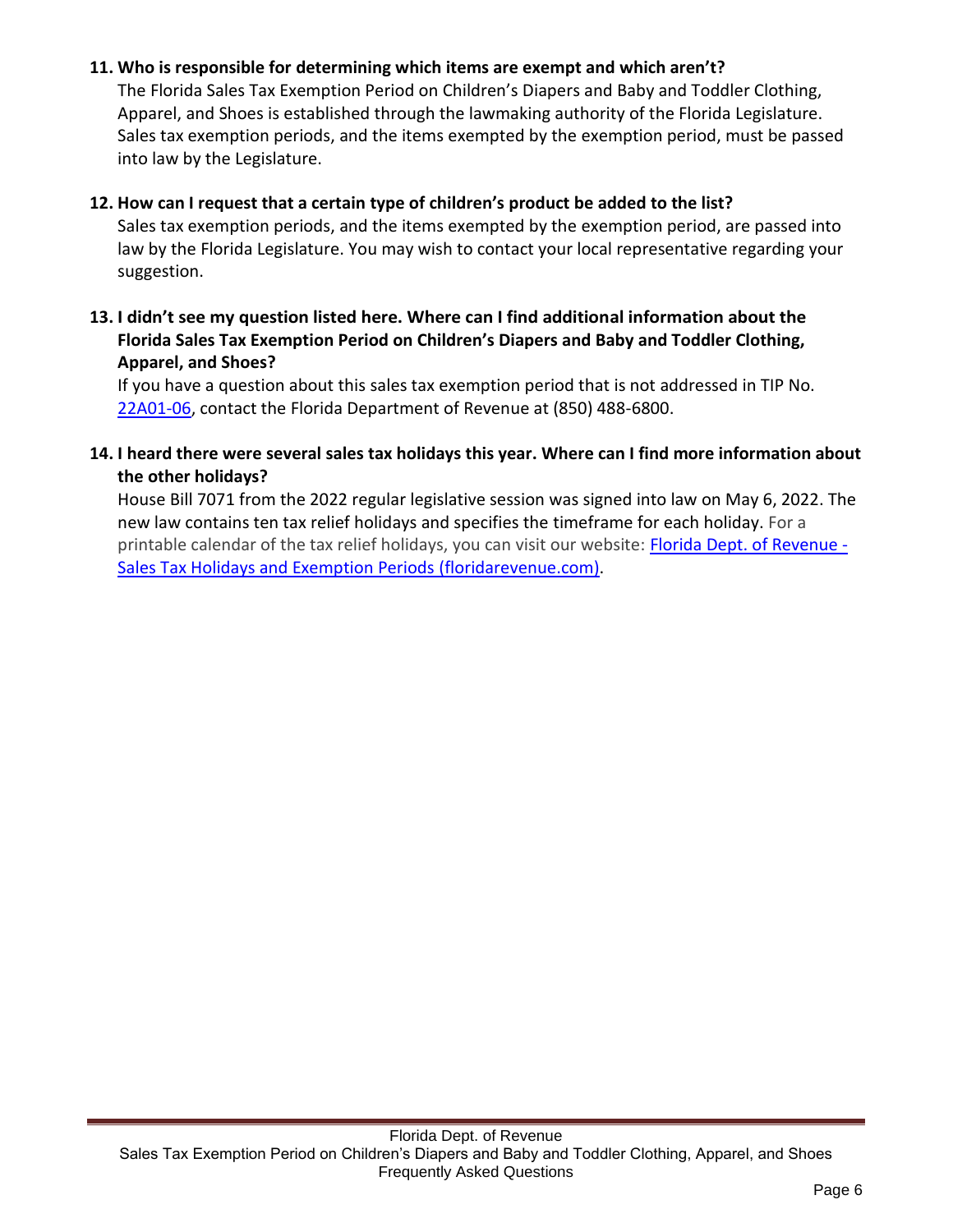**11. Who is responsible for determining which items are exempt and which aren't?**

The Florida Sales Tax Exemption Period on Children's Diapers and Baby and Toddler Clothing, Apparel, and Shoes is established through the lawmaking authority of the Florida Legislature. Sales tax exemption periods, and the items exempted by the exemption period, must be passed into law by the Legislature.

**12. How can I request that a certain type of children's product be added to the list?**

Sales tax exemption periods, and the items exempted by the exemption period, are passed into law by the Florida Legislature. You may wish to contact your local representative regarding your suggestion.

**13. I didn't see my question listed here. Where can I find additional information about the Florida Sales Tax Exemption Period on Children's Diapers and Baby and Toddler Clothing, Apparel, and Shoes?**

If you have a question about this sales tax exemption period that is not addressed in TIP No. 22A01-06, contact the Florida Department of Revenue at (850) 488-6800.

**14. I heard there were several sales tax holidays this year. Where can I find more information about the other holidays?**

House Bill 7071 from the 2022 regular legislative session was signed into law on May 6, 2022. The new law contains ten tax relief holidays and specifies the timeframe for each holiday. For a printable calendar of the tax relief holidays, you can visit our website: Florida Dept. of Revenue - Sales Tax Holidays and Exemption Periods (floridarevenue.com).